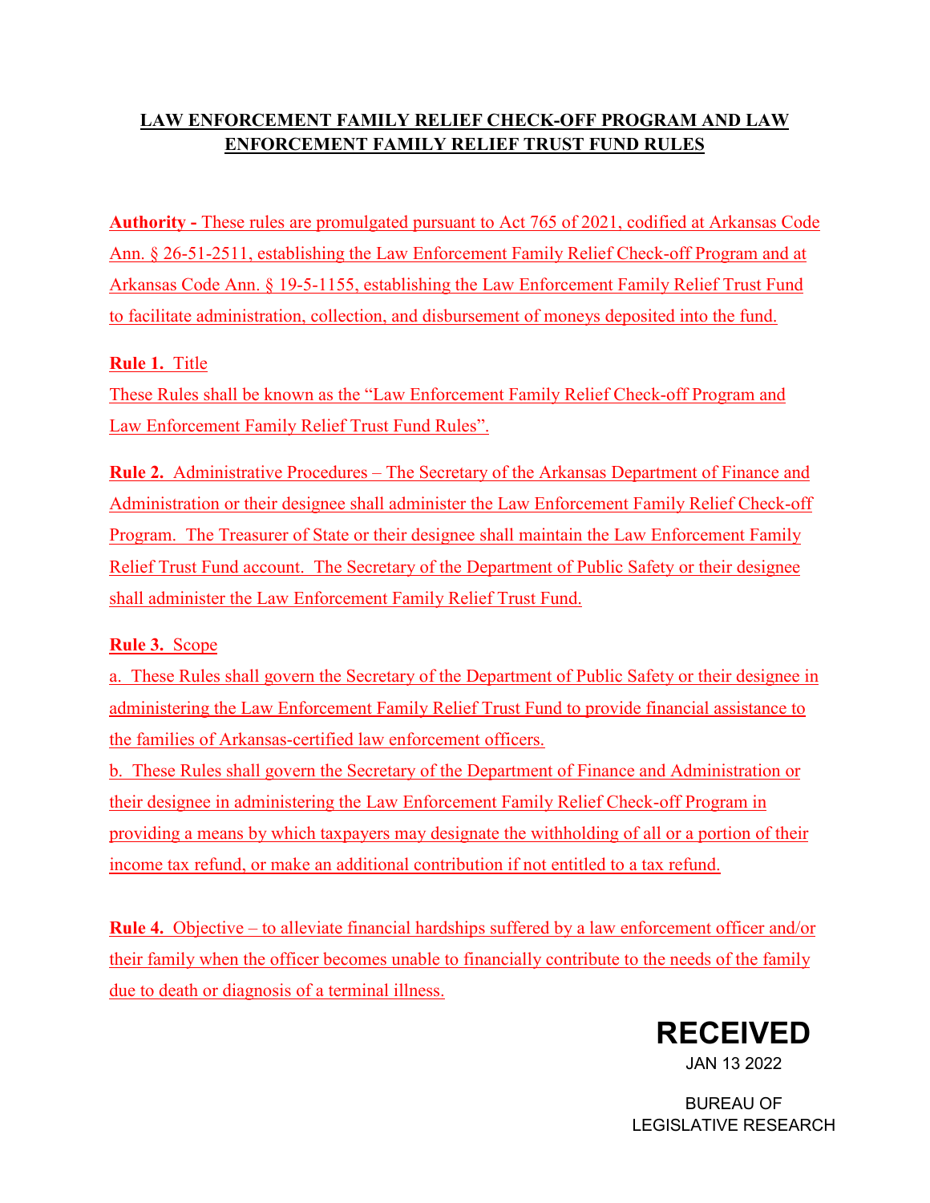**LAW ENFORCEMENT FAMILY RELIEF CHECK-OFF PROGRAM AND LAW ENFORCEMENT FAMILY RELIEF TRUST FUND RULES**

**Authority -** These rules are promulgated pursuant to Act 765 of 2021, codified at Arkansas Code Ann. § 26-51-2511, establishing the Law Enforcement Family Relief Check-off Program and at Arkansas Code Ann. § 19-5-1155, establishing the Law Enforcement Family Relief Trust Fund to facilitate administration, collection, and disbursement of moneys deposited into the fund.

**Rule 1.** Title

These Rules shall be known as the "Law Enforcement Family Relief Check-off Program and Law Enforcement Family Relief Trust Fund Rules".

**Rule 2.** Administrative Procedures – The Secretary of the Arkansas Department of Finance and Administration or their designee shall administer the Law Enforcement Family Relief Check-off Program. The Treasurer of State or their designee shall maintain the Law Enforcement Family Relief Trust Fund account. The Secretary of the Department of Public Safety or their designee shall administer the Law Enforcement Family Relief Trust Fund.

**Rule 3.** Scope

a. These Rules shall govern the Secretary of the Department of Public Safety or their designee in administering the Law Enforcement Family Relief Trust Fund to provide financial assistance to the families of Arkansas-certified law enforcement officers.

b. These Rules shall govern the Secretary of the Department of Finance and Administration or their designee in administering the Law Enforcement Family Relief Check-off Program in providing a means by which taxpayers may designate the withholding of all or a portion of their income tax refund, or make an additional contribution if not entitled to a tax refund.

**Rule 4.** Objective – to alleviate financial hardships suffered by a law enforcement officer and/or their family when the officer becomes unable to financially contribute to the needs of the family due to death or diagnosis of a terminal illness.

**RECEIVED**
JAN 13 2022

BUREAU OF
LEGISLATIVE RESEARCH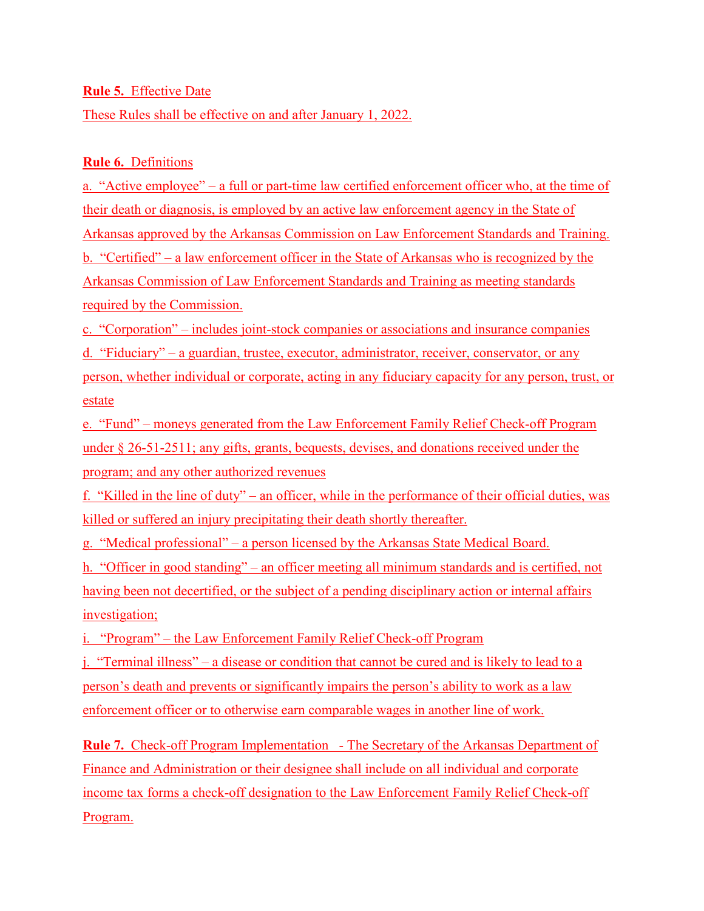**Rule 5.** Effective Date

These Rules shall be effective on and after January 1, 2022.

**Rule 6.** Definitions

a. "Active employee" – a full or part-time law certified enforcement officer who, at the time of their death or diagnosis, is employed by an active law enforcement agency in the State of Arkansas approved by the Arkansas Commission on Law Enforcement Standards and Training.

b. "Certified" – a law enforcement officer in the State of Arkansas who is recognized by the Arkansas Commission of Law Enforcement Standards and Training as meeting standards required by the Commission.

c. "Corporation" – includes joint-stock companies or associations and insurance companies

d. "Fiduciary" – a guardian, trustee, executor, administrator, receiver, conservator, or any person, whether individual or corporate, acting in any fiduciary capacity for any person, trust, or estate

e. "Fund" – moneys generated from the Law Enforcement Family Relief Check-off Program under § 26-51-2511; any gifts, grants, bequests, devises, and donations received under the program; and any other authorized revenues

f. "Killed in the line of duty" – an officer, while in the performance of their official duties, was killed or suffered an injury precipitating their death shortly thereafter.

g. "Medical professional" – a person licensed by the Arkansas State Medical Board.

h. "Officer in good standing" – an officer meeting all minimum standards and is certified, not having been not decertified, or the subject of a pending disciplinary action or internal affairs investigation;

i. "Program" – the Law Enforcement Family Relief Check-off Program

j. "Terminal illness" – a disease or condition that cannot be cured and is likely to lead to a person's death and prevents or significantly impairs the person's ability to work as a law enforcement officer or to otherwise earn comparable wages in another line of work.

**Rule 7.** Check-off Program Implementation - The Secretary of the Arkansas Department of Finance and Administration or their designee shall include on all individual and corporate income tax forms a check-off designation to the Law Enforcement Family Relief Check-off Program.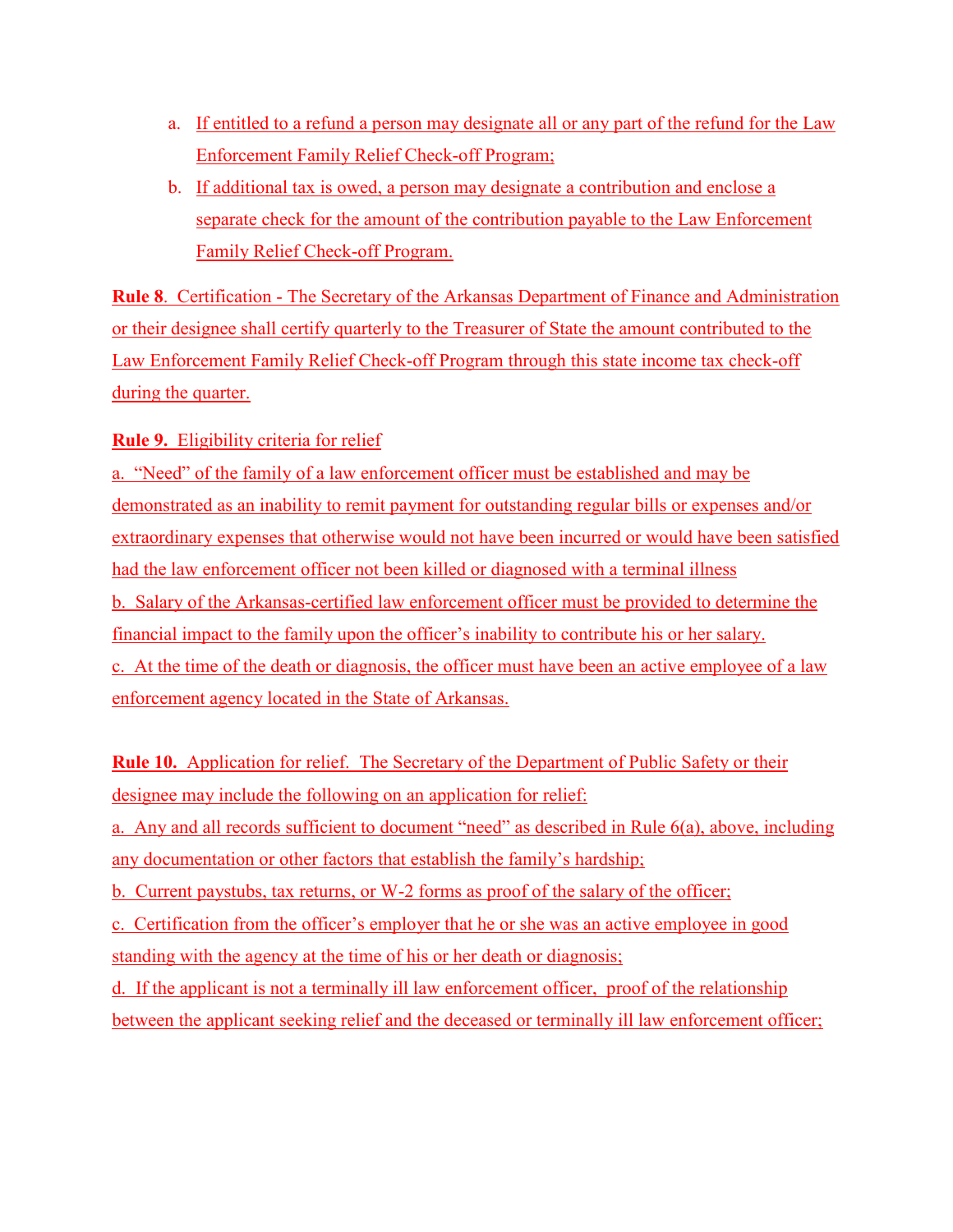a. If entitled to a refund a person may designate all or any part of the refund for the Law Enforcement Family Relief Check-off Program;
b. If additional tax is owed, a person may designate a contribution and enclose a separate check for the amount of the contribution payable to the Law Enforcement Family Relief Check-off Program.

**Rule 8**. Certification - The Secretary of the Arkansas Department of Finance and Administration or their designee shall certify quarterly to the Treasurer of State the amount contributed to the Law Enforcement Family Relief Check-off Program through this state income tax check-off during the quarter.

**Rule 9.** Eligibility criteria for relief

a. "Need" of the family of a law enforcement officer must be established and may be demonstrated as an inability to remit payment for outstanding regular bills or expenses and/or extraordinary expenses that otherwise would not have been incurred or would have been satisfied had the law enforcement officer not been killed or diagnosed with a terminal illness

b. Salary of the Arkansas-certified law enforcement officer must be provided to determine the financial impact to the family upon the officer's inability to contribute his or her salary.

c. At the time of the death or diagnosis, the officer must have been an active employee of a law enforcement agency located in the State of Arkansas.

**Rule 10.** Application for relief. The Secretary of the Department of Public Safety or their designee may include the following on an application for relief:

a. Any and all records sufficient to document "need" as described in Rule 6(a), above, including any documentation or other factors that establish the family's hardship;

b. Current paystubs, tax returns, or W-2 forms as proof of the salary of the officer;

c. Certification from the officer's employer that he or she was an active employee in good standing with the agency at the time of his or her death or diagnosis;

d. If the applicant is not a terminally ill law enforcement officer, proof of the relationship between the applicant seeking relief and the deceased or terminally ill law enforcement officer;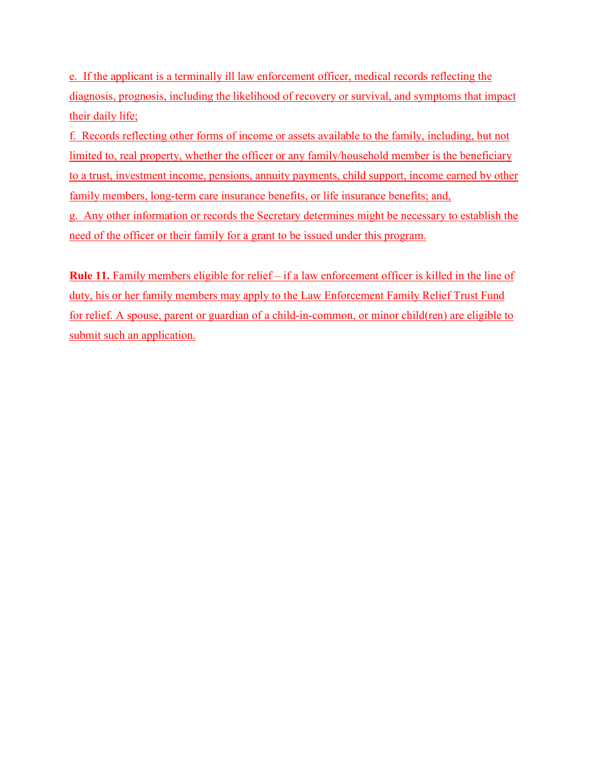e. If the applicant is a terminally ill law enforcement officer, medical records reflecting the diagnosis, prognosis, including the likelihood of recovery or survival, and symptoms that impact their daily life;

f. Records reflecting other forms of income or assets available to the family, including, but not limited to, real property, whether the officer or any family/household member is the beneficiary to a trust, investment income, pensions, annuity payments, child support, income earned by other family members, long-term care insurance benefits, or life insurance benefits; and,

g. Any other information or records the Secretary determines might be necessary to establish the need of the officer or their family for a grant to be issued under this program.

**Rule 11.** Family members eligible for relief – if a law enforcement officer is killed in the line of duty, his or her family members may apply to the Law Enforcement Family Relief Trust Fund for relief. A spouse, parent or guardian of a child-in-common, or minor child(ren) are eligible to submit such an application.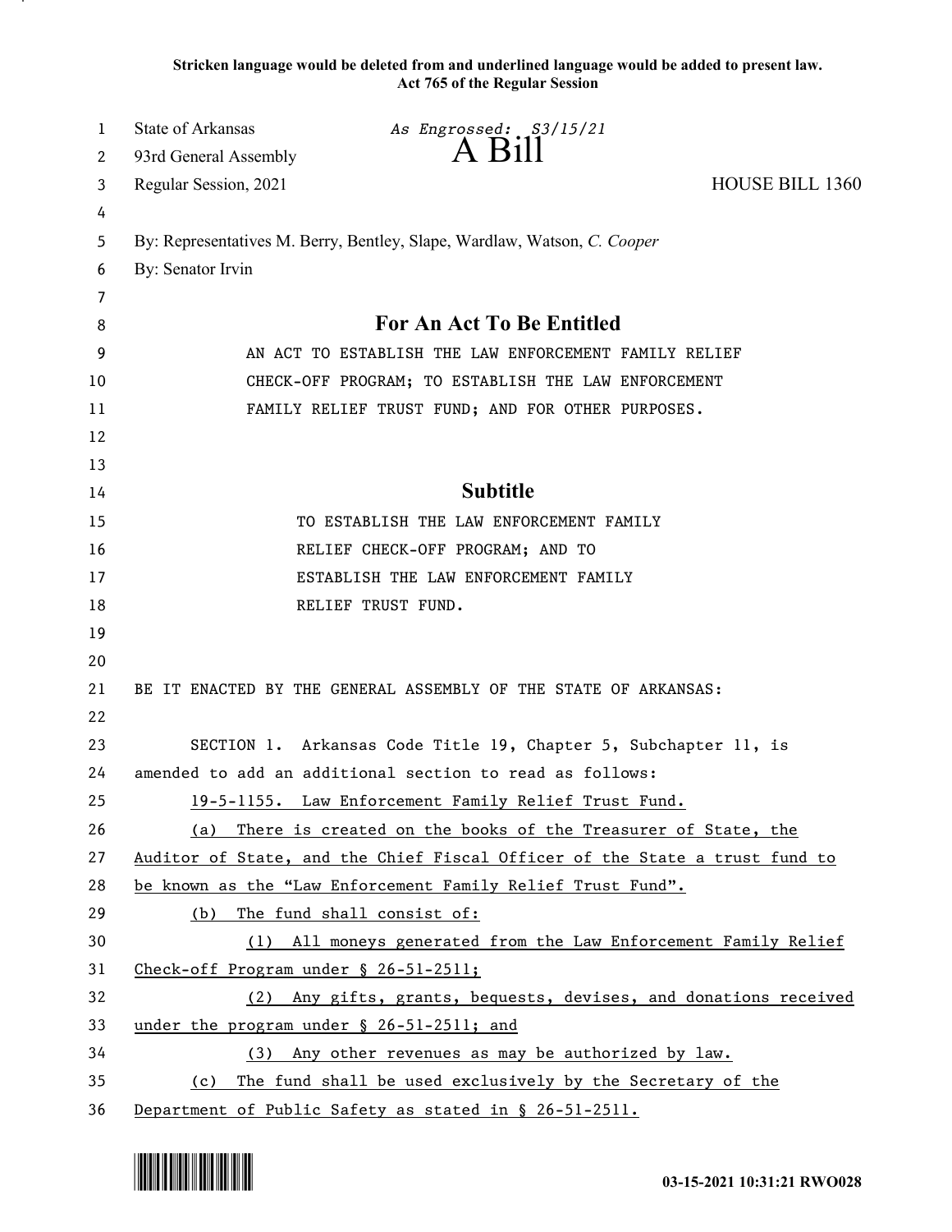**Stricken language would be deleted from and underlined language would be added to present law.**
**Act 765 of the Regular Session**

State of Arkansas *As Engrossed: S3/15/21*
93rd General Assembly
# A Bill
Regular Session, 2021 HOUSE BILL 1360

By: Representatives M. Berry, Bentley, Slape, Wardlaw, Watson, *C. Cooper*
By: Senator Irvin

## For An Act To Be Entitled

AN ACT TO ESTABLISH THE LAW ENFORCEMENT FAMILY RELIEF CHECK-OFF PROGRAM; TO ESTABLISH THE LAW ENFORCEMENT FAMILY RELIEF TRUST FUND; AND FOR OTHER PURPOSES.

## Subtitle

TO ESTABLISH THE LAW ENFORCEMENT FAMILY RELIEF CHECK-OFF PROGRAM; AND TO ESTABLISH THE LAW ENFORCEMENT FAMILY RELIEF TRUST FUND.

BE IT ENACTED BY THE GENERAL ASSEMBLY OF THE STATE OF ARKANSAS:

SECTION 1. Arkansas Code Title 19, Chapter 5, Subchapter 11, is amended to add an additional section to read as follows:

19-5-1155. Law Enforcement Family Relief Trust Fund.

(a) There is created on the books of the Treasurer of State, the Auditor of State, and the Chief Fiscal Officer of the State a trust fund to be known as the "Law Enforcement Family Relief Trust Fund".

(b) The fund shall consist of:

(1) All moneys generated from the Law Enforcement Family Relief Check-off Program under § 26-51-2511;

(2) Any gifts, grants, bequests, devises, and donations received under the program under § 26-51-2511; and

(3) Any other revenues as may be authorized by law.

(c) The fund shall be used exclusively by the Secretary of the Department of Public Safety as stated in § 26-51-2511.

03-15-2021 10:31:21 RWO028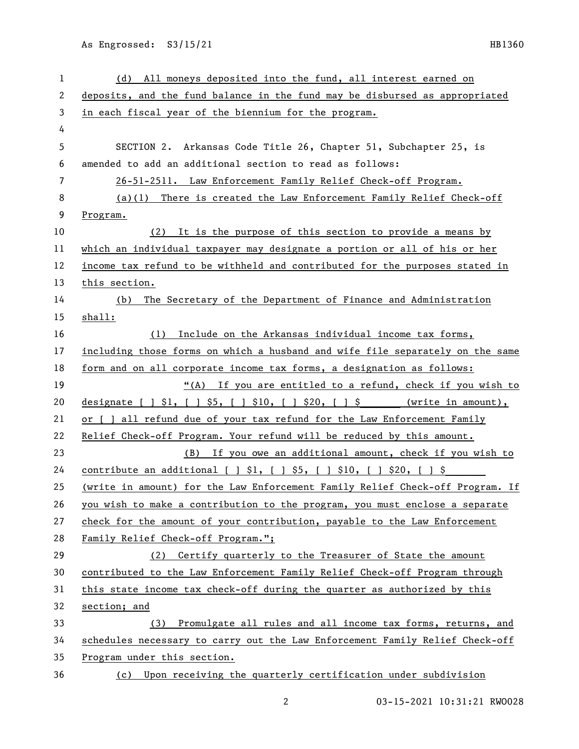(d) All moneys deposited into the fund, all interest earned on deposits, and the fund balance in the fund may be disbursed as appropriated in each fiscal year of the biennium for the program.

SECTION 2. Arkansas Code Title 26, Chapter 51, Subchapter 25, is amended to add an additional section to read as follows:

26-51-2511. Law Enforcement Family Relief Check-off Program.

(a)(1) There is created the Law Enforcement Family Relief Check-off Program.

(2) It is the purpose of this section to provide a means by which an individual taxpayer may designate a portion or all of his or her income tax refund to be withheld and contributed for the purposes stated in this section.

(b) The Secretary of the Department of Finance and Administration shall:

(1) Include on the Arkansas individual income tax forms, including those forms on which a husband and wife file separately on the same form and on all corporate income tax forms, a designation as follows:

"(A) If you are entitled to a refund, check if you wish to designate [ ] $1, [ ] $5, [ ] $10, [ ] $20, [ ] $______ (write in amount), or [ ] all refund due of your tax refund for the Law Enforcement Family Relief Check-off Program. Your refund will be reduced by this amount.

(B) If you owe an additional amount, check if you wish to contribute an additional [ ] $1, [ ] $5, [ ] $10, [ ] $20, [ ] $______ (write in amount) for the Law Enforcement Family Relief Check-off Program. If you wish to make a contribution to the program, you must enclose a separate check for the amount of your contribution, payable to the Law Enforcement Family Relief Check-off Program.";

(2) Certify quarterly to the Treasurer of State the amount contributed to the Law Enforcement Family Relief Check-off Program through this state income tax check-off during the quarter as authorized by this section; and

(3) Promulgate all rules and all income tax forms, returns, and schedules necessary to carry out the Law Enforcement Family Relief Check-off Program under this section.

(c) Upon receiving the quarterly certification under subdivision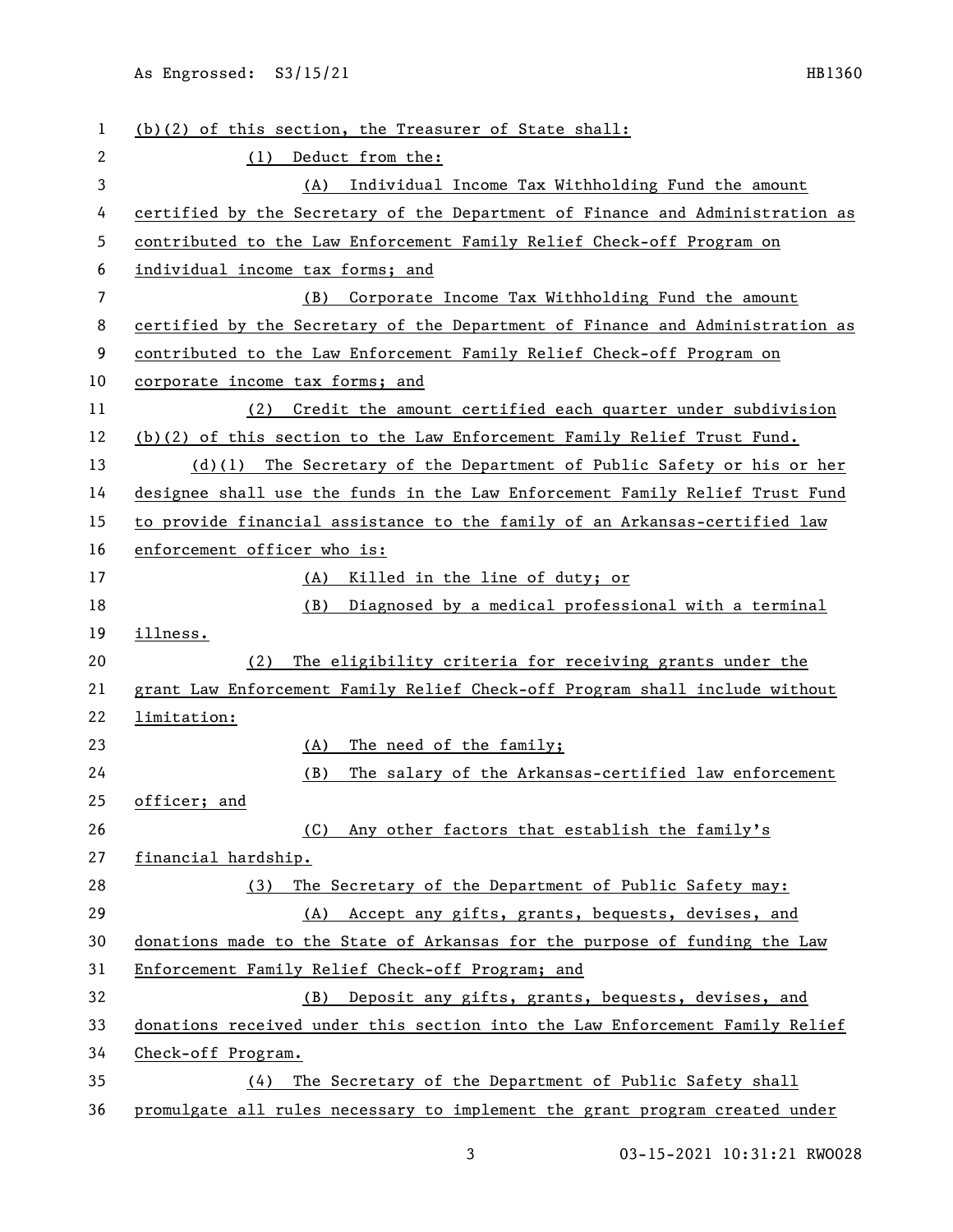(b)(2) of this section, the Treasurer of State shall:

(1) Deduct from the:

(A) Individual Income Tax Withholding Fund the amount certified by the Secretary of the Department of Finance and Administration as contributed to the Law Enforcement Family Relief Check-off Program on individual income tax forms; and

(B) Corporate Income Tax Withholding Fund the amount certified by the Secretary of the Department of Finance and Administration as contributed to the Law Enforcement Family Relief Check-off Program on corporate income tax forms; and

(2) Credit the amount certified each quarter under subdivision (b)(2) of this section to the Law Enforcement Family Relief Trust Fund.

(d)(1) The Secretary of the Department of Public Safety or his or her designee shall use the funds in the Law Enforcement Family Relief Trust Fund to provide financial assistance to the family of an Arkansas-certified law enforcement officer who is:

(A) Killed in the line of duty; or

(B) Diagnosed by a medical professional with a terminal illness.

(2) The eligibility criteria for receiving grants under the grant Law Enforcement Family Relief Check-off Program shall include without limitation:

(A) The need of the family;

(B) The salary of the Arkansas-certified law enforcement officer; and

(C) Any other factors that establish the family's financial hardship.

(3) The Secretary of the Department of Public Safety may:

(A) Accept any gifts, grants, bequests, devises, and donations made to the State of Arkansas for the purpose of funding the Law Enforcement Family Relief Check-off Program; and

(B) Deposit any gifts, grants, bequests, devises, and donations received under this section into the Law Enforcement Family Relief Check-off Program.

(4) The Secretary of the Department of Public Safety shall promulgate all rules necessary to implement the grant program created under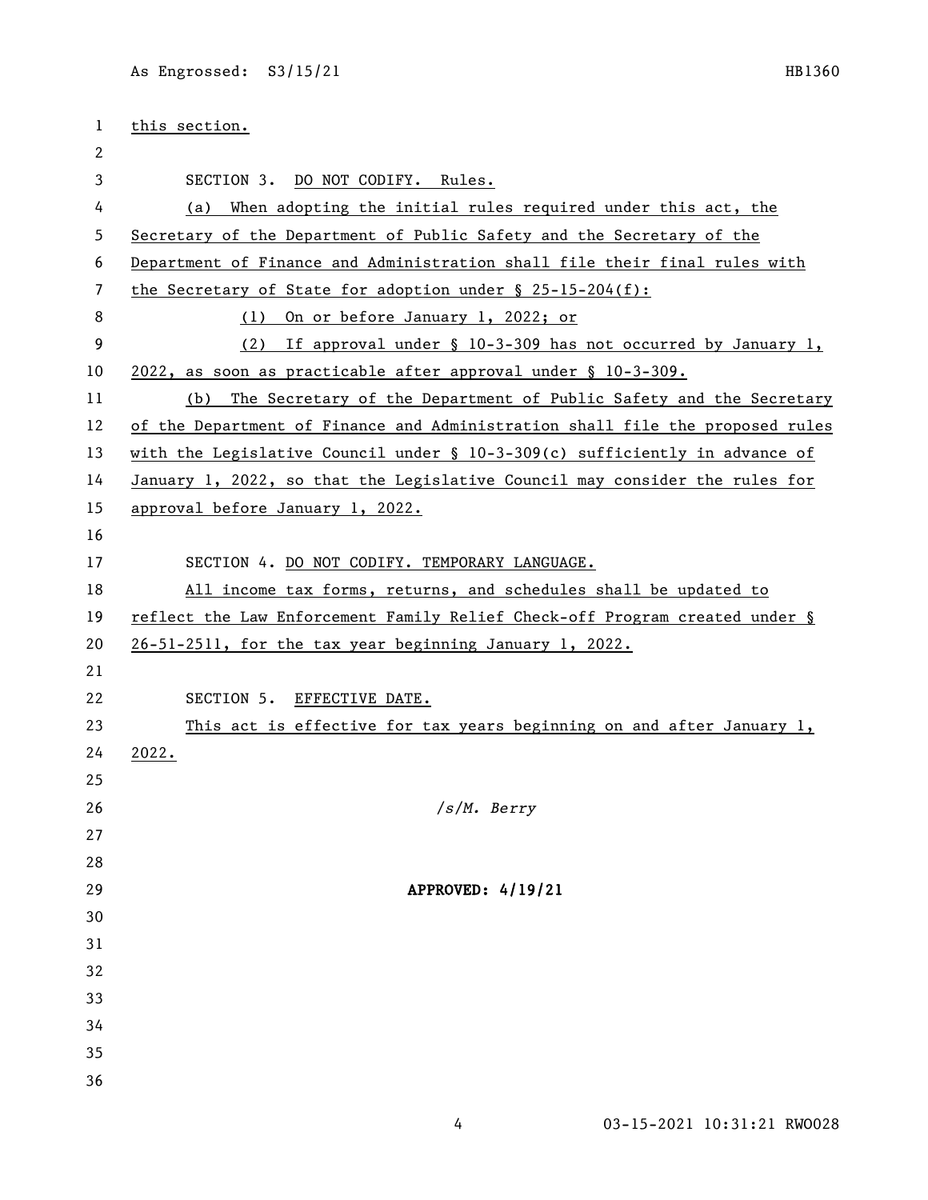this section.

SECTION 3. DO NOT CODIFY. Rules.

(a) When adopting the initial rules required under this act, the Secretary of the Department of Public Safety and the Secretary of the Department of Finance and Administration shall file their final rules with the Secretary of State for adoption under § 25-15-204(f):

(1) On or before January 1, 2022; or

(2) If approval under § 10-3-309 has not occurred by January 1, 2022, as soon as practicable after approval under § 10-3-309.

(b) The Secretary of the Department of Public Safety and the Secretary of the Department of Finance and Administration shall file the proposed rules with the Legislative Council under § 10-3-309(c) sufficiently in advance of January 1, 2022, so that the Legislative Council may consider the rules for approval before January 1, 2022.

SECTION 4. DO NOT CODIFY. TEMPORARY LANGUAGE.

All income tax forms, returns, and schedules shall be updated to reflect the Law Enforcement Family Relief Check-off Program created under § 26-51-2511, for the tax year beginning January 1, 2022.

SECTION 5. EFFECTIVE DATE.

This act is effective for tax years beginning on and after January 1, 2022.

*/s/M. Berry*

**APPROVED: 4/19/21**